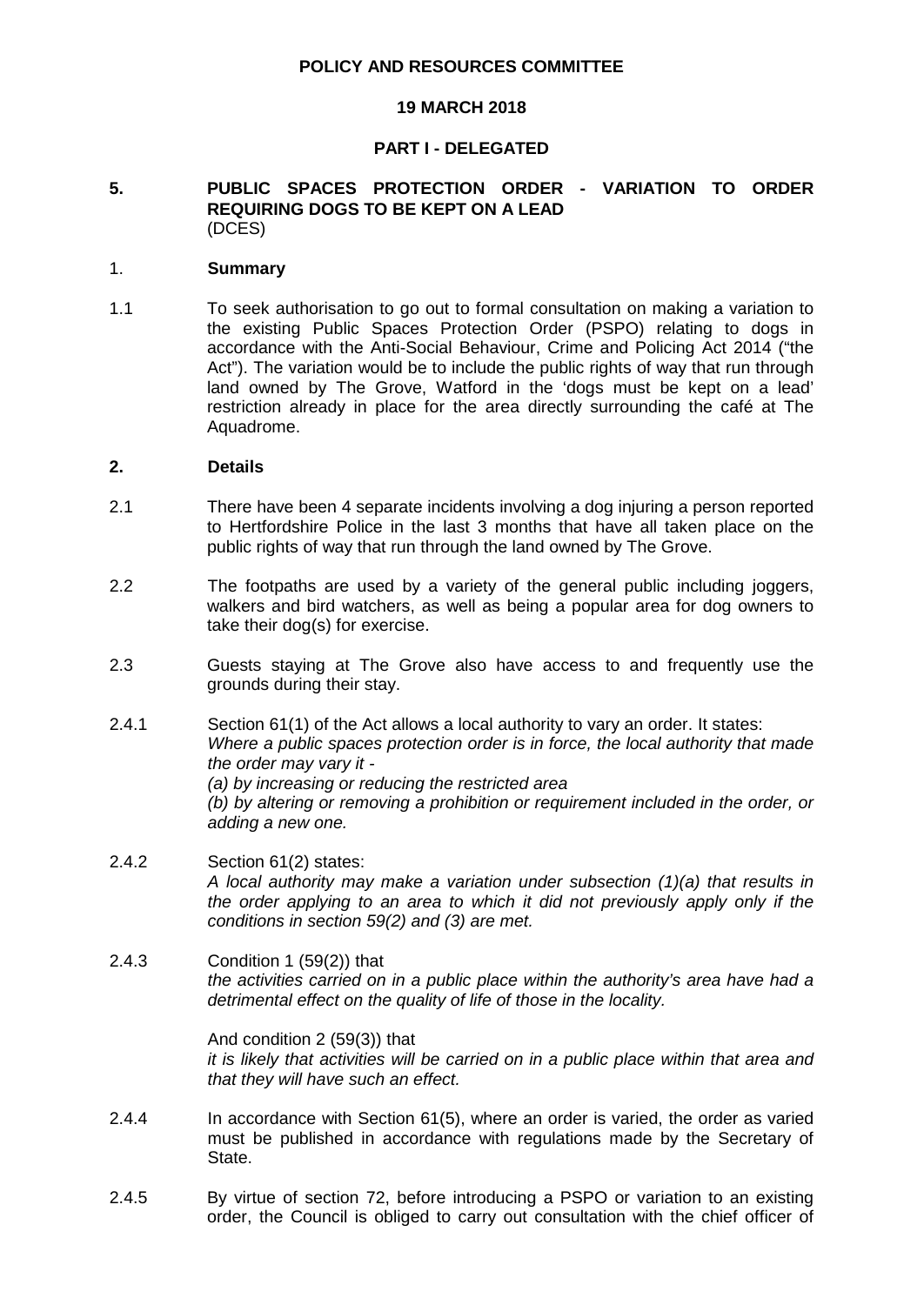**POLICY AND RESOURCES COMMITTEE**

**19 MARCH 2018**

**PART I - DELEGATED**

**5. PUBLIC SPACES PROTECTION ORDER - VARIATION TO ORDER REQUIRING DOGS TO BE KEPT ON A LEAD**
(DCES)

1. **Summary**

1.1 To seek authorisation to go out to formal consultation on making a variation to the existing Public Spaces Protection Order (PSPO) relating to dogs in accordance with the Anti-Social Behaviour, Crime and Policing Act 2014 ("the Act"). The variation would be to include the public rights of way that run through land owned by The Grove, Watford in the 'dogs must be kept on a lead' restriction already in place for the area directly surrounding the café at The Aquadrome.

**2. Details**

2.1 There have been 4 separate incidents involving a dog injuring a person reported to Hertfordshire Police in the last 3 months that have all taken place on the public rights of way that run through the land owned by The Grove.

2.2 The footpaths are used by a variety of the general public including joggers, walkers and bird watchers, as well as being a popular area for dog owners to take their dog(s) for exercise.

2.3 Guests staying at The Grove also have access to and frequently use the grounds during their stay.

2.4.1 Section 61(1) of the Act allows a local authority to vary an order. It states:
*Where a public spaces protection order is in force, the local authority that made the order may vary it -*
*(a) by increasing or reducing the restricted area*
*(b) by altering or removing a prohibition or requirement included in the order, or adding a new one.*

2.4.2 Section 61(2) states:
*A local authority may make a variation under subsection (1)(a) that results in the order applying to an area to which it did not previously apply only if the conditions in section 59(2) and (3) are met.*

2.4.3 Condition 1 (59(2)) that
*the activities carried on in a public place within the authority's area have had a detrimental effect on the quality of life of those in the locality.*

And condition 2 (59(3)) that
*it is likely that activities will be carried on in a public place within that area and that they will have such an effect.*

2.4.4 In accordance with Section 61(5), where an order is varied, the order as varied must be published in accordance with regulations made by the Secretary of State.

2.4.5 By virtue of section 72, before introducing a PSPO or variation to an existing order, the Council is obliged to carry out consultation with the chief officer of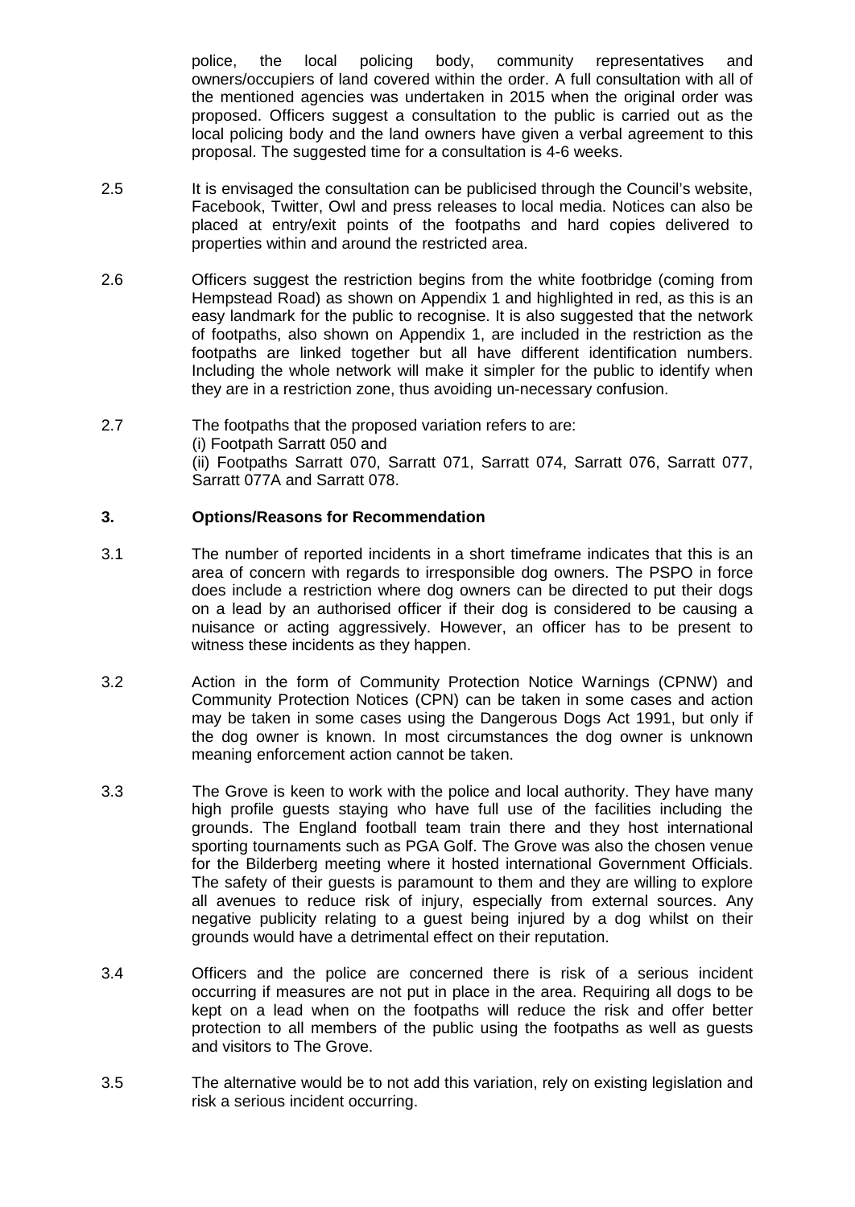police, the local policing body, community representatives and owners/occupiers of land covered within the order. A full consultation with all of the mentioned agencies was undertaken in 2015 when the original order was proposed. Officers suggest a consultation to the public is carried out as the local policing body and the land owners have given a verbal agreement to this proposal. The suggested time for a consultation is 4-6 weeks.

2.5 It is envisaged the consultation can be publicised through the Council's website, Facebook, Twitter, Owl and press releases to local media. Notices can also be placed at entry/exit points of the footpaths and hard copies delivered to properties within and around the restricted area.

2.6 Officers suggest the restriction begins from the white footbridge (coming from Hempstead Road) as shown on Appendix 1 and highlighted in red, as this is an easy landmark for the public to recognise. It is also suggested that the network of footpaths, also shown on Appendix 1, are included in the restriction as the footpaths are linked together but all have different identification numbers. Including the whole network will make it simpler for the public to identify when they are in a restriction zone, thus avoiding un-necessary confusion.

2.7 The footpaths that the proposed variation refers to are:
(i) Footpath Sarratt 050 and
(ii) Footpaths Sarratt 070, Sarratt 071, Sarratt 074, Sarratt 076, Sarratt 077, Sarratt 077A and Sarratt 078.

## 3. Options/Reasons for Recommendation

3.1 The number of reported incidents in a short timeframe indicates that this is an area of concern with regards to irresponsible dog owners. The PSPO in force does include a restriction where dog owners can be directed to put their dogs on a lead by an authorised officer if their dog is considered to be causing a nuisance or acting aggressively. However, an officer has to be present to witness these incidents as they happen.

3.2 Action in the form of Community Protection Notice Warnings (CPNW) and Community Protection Notices (CPN) can be taken in some cases and action may be taken in some cases using the Dangerous Dogs Act 1991, but only if the dog owner is known. In most circumstances the dog owner is unknown meaning enforcement action cannot be taken.

3.3 The Grove is keen to work with the police and local authority. They have many high profile guests staying who have full use of the facilities including the grounds. The England football team train there and they host international sporting tournaments such as PGA Golf. The Grove was also the chosen venue for the Bilderberg meeting where it hosted international Government Officials. The safety of their guests is paramount to them and they are willing to explore all avenues to reduce risk of injury, especially from external sources. Any negative publicity relating to a guest being injured by a dog whilst on their grounds would have a detrimental effect on their reputation.

3.4 Officers and the police are concerned there is risk of a serious incident occurring if measures are not put in place in the area. Requiring all dogs to be kept on a lead when on the footpaths will reduce the risk and offer better protection to all members of the public using the footpaths as well as guests and visitors to The Grove.

3.5 The alternative would be to not add this variation, rely on existing legislation and risk a serious incident occurring.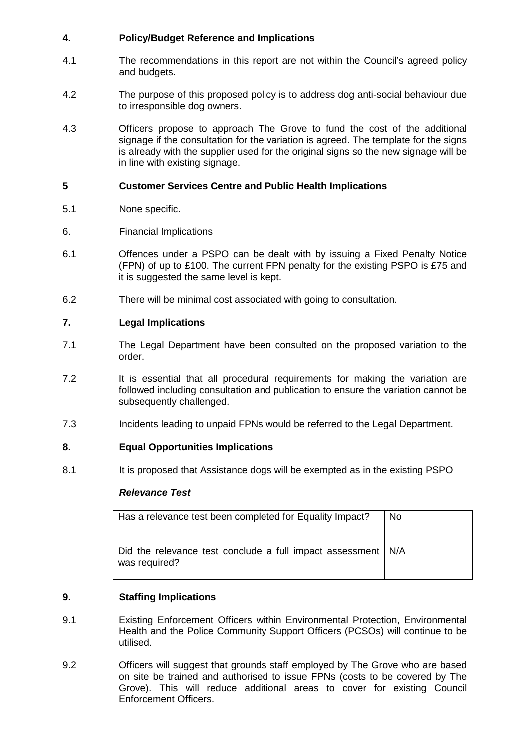## 4. Policy/Budget Reference and Implications

4.1 The recommendations in this report are not within the Council's agreed policy and budgets.

4.2 The purpose of this proposed policy is to address dog anti-social behaviour due to irresponsible dog owners.

4.3 Officers propose to approach The Grove to fund the cost of the additional signage if the consultation for the variation is agreed. The template for the signs is already with the supplier used for the original signs so the new signage will be in line with existing signage.

## 5 Customer Services Centre and Public Health Implications

5.1 None specific.

6. Financial Implications

6.1 Offences under a PSPO can be dealt with by issuing a Fixed Penalty Notice (FPN) of up to £100. The current FPN penalty for the existing PSPO is £75 and it is suggested the same level is kept.

6.2 There will be minimal cost associated with going to consultation.

## 7. Legal Implications

7.1 The Legal Department have been consulted on the proposed variation to the order.

7.2 It is essential that all procedural requirements for making the variation are followed including consultation and publication to ensure the variation cannot be subsequently challenged.

7.3 Incidents leading to unpaid FPNs would be referred to the Legal Department.

## 8. Equal Opportunities Implications

8.1 It is proposed that Assistance dogs will be exempted as in the existing PSPO

***Relevance Test***

| Has a relevance test been completed for Equality Impact? | No |
|---|---|
| Did the relevance test conclude a full impact assessment was required? | N/A |

## 9. Staffing Implications

9.1 Existing Enforcement Officers within Environmental Protection, Environmental Health and the Police Community Support Officers (PCSOs) will continue to be utilised.

9.2 Officers will suggest that grounds staff employed by The Grove who are based on site be trained and authorised to issue FPNs (costs to be covered by The Grove). This will reduce additional areas to cover for existing Council Enforcement Officers.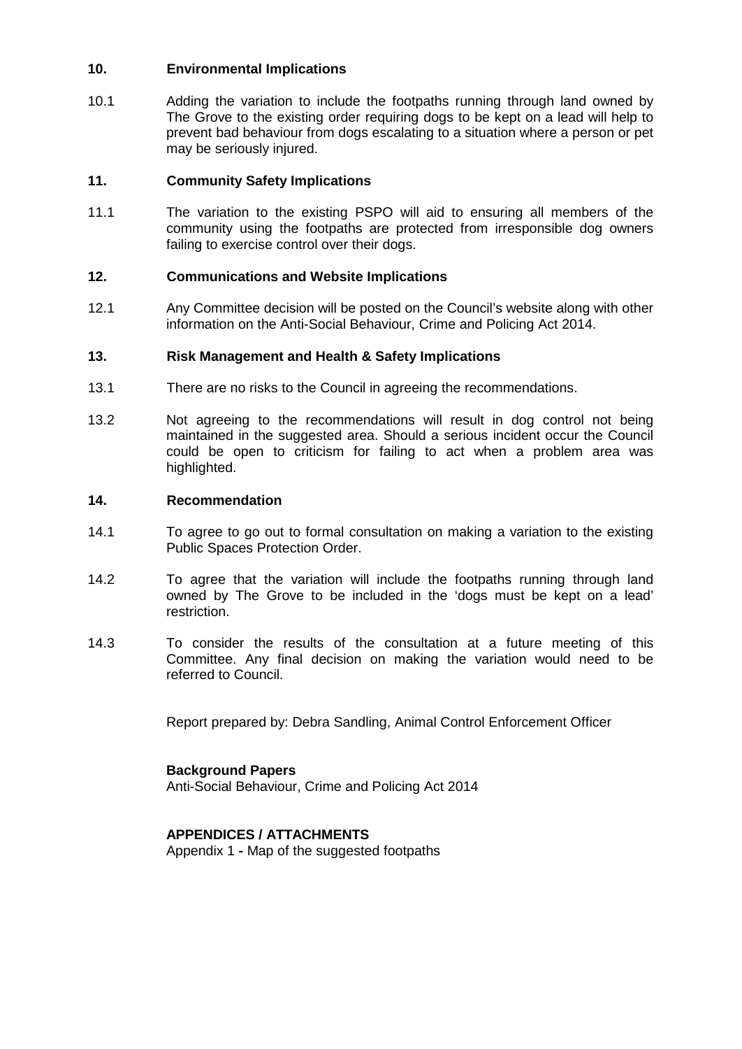## 10. Environmental Implications

10.1 Adding the variation to include the footpaths running through land owned by The Grove to the existing order requiring dogs to be kept on a lead will help to prevent bad behaviour from dogs escalating to a situation where a person or pet may be seriously injured.

## 11. Community Safety Implications

11.1 The variation to the existing PSPO will aid to ensuring all members of the community using the footpaths are protected from irresponsible dog owners failing to exercise control over their dogs.

## 12. Communications and Website Implications

12.1 Any Committee decision will be posted on the Council's website along with other information on the Anti-Social Behaviour, Crime and Policing Act 2014.

## 13. Risk Management and Health & Safety Implications

13.1 There are no risks to the Council in agreeing the recommendations.

13.2 Not agreeing to the recommendations will result in dog control not being maintained in the suggested area. Should a serious incident occur the Council could be open to criticism for failing to act when a problem area was highlighted.

## 14. Recommendation

14.1 To agree to go out to formal consultation on making a variation to the existing Public Spaces Protection Order.

14.2 To agree that the variation will include the footpaths running through land owned by The Grove to be included in the 'dogs must be kept on a lead' restriction.

14.3 To consider the results of the consultation at a future meeting of this Committee. Any final decision on making the variation would need to be referred to Council.

Report prepared by: Debra Sandling, Animal Control Enforcement Officer

**Background Papers**
Anti-Social Behaviour, Crime and Policing Act 2014

**APPENDICES / ATTACHMENTS**
Appendix 1 **-** Map of the suggested footpaths